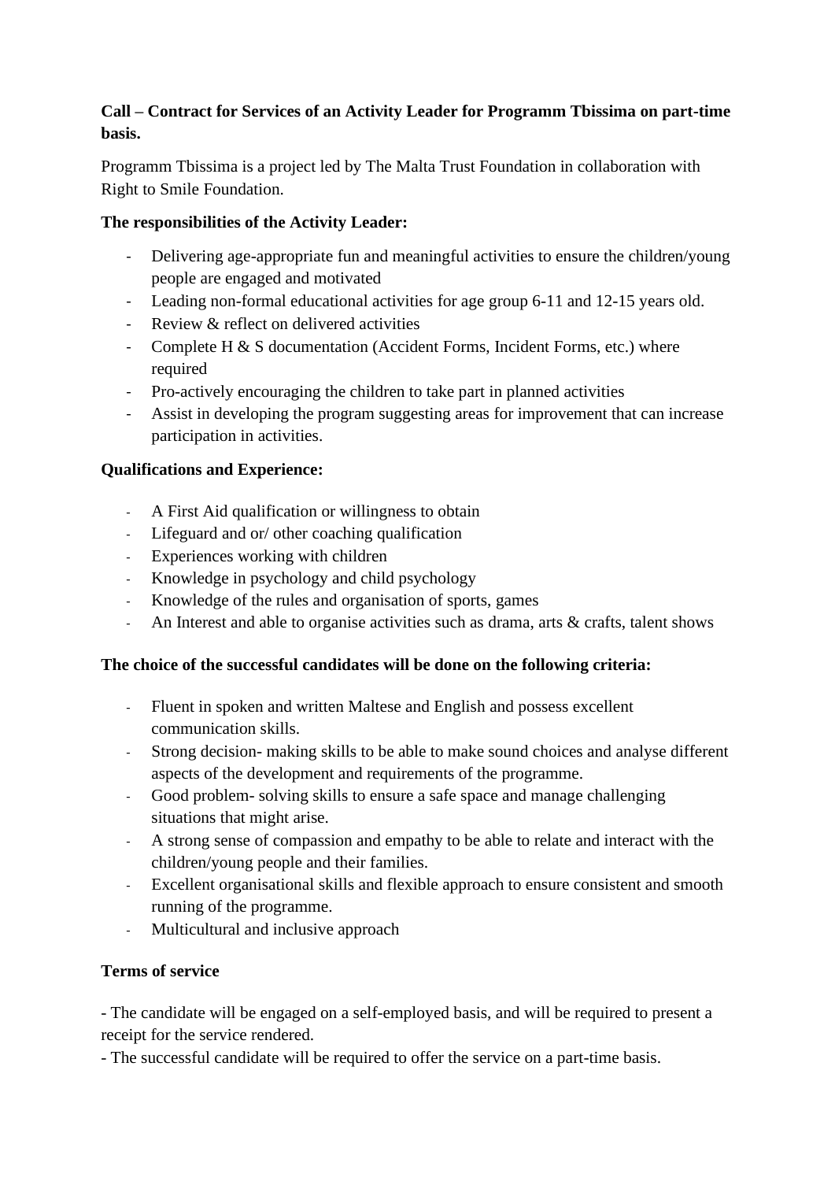**Call – Contract for Services of an Activity Leader for Programm Tbissima on part-time basis.**

Programm Tbissima is a project led by The Malta Trust Foundation in collaboration with Right to Smile Foundation.

**The responsibilities of the Activity Leader:**

- Delivering age-appropriate fun and meaningful activities to ensure the children/young people are engaged and motivated
- Leading non-formal educational activities for age group 6-11 and 12-15 years old.
- Review & reflect on delivered activities
- Complete H & S documentation (Accident Forms, Incident Forms, etc.) where required
- Pro-actively encouraging the children to take part in planned activities
- Assist in developing the program suggesting areas for improvement that can increase participation in activities.

**Qualifications and Experience:**

- A First Aid qualification or willingness to obtain
- Lifeguard and or/ other coaching qualification
- Experiences working with children
- Knowledge in psychology and child psychology
- Knowledge of the rules and organisation of sports, games
- An Interest and able to organise activities such as drama, arts & crafts, talent shows

**The choice of the successful candidates will be done on the following criteria:**

- Fluent in spoken and written Maltese and English and possess excellent communication skills.
- Strong decision- making skills to be able to make sound choices and analyse different aspects of the development and requirements of the programme.
- Good problem- solving skills to ensure a safe space and manage challenging situations that might arise.
- A strong sense of compassion and empathy to be able to relate and interact with the children/young people and their families.
- Excellent organisational skills and flexible approach to ensure consistent and smooth running of the programme.
- Multicultural and inclusive approach

**Terms of service**

- The candidate will be engaged on a self-employed basis, and will be required to present a receipt for the service rendered.
- The successful candidate will be required to offer the service on a part-time basis.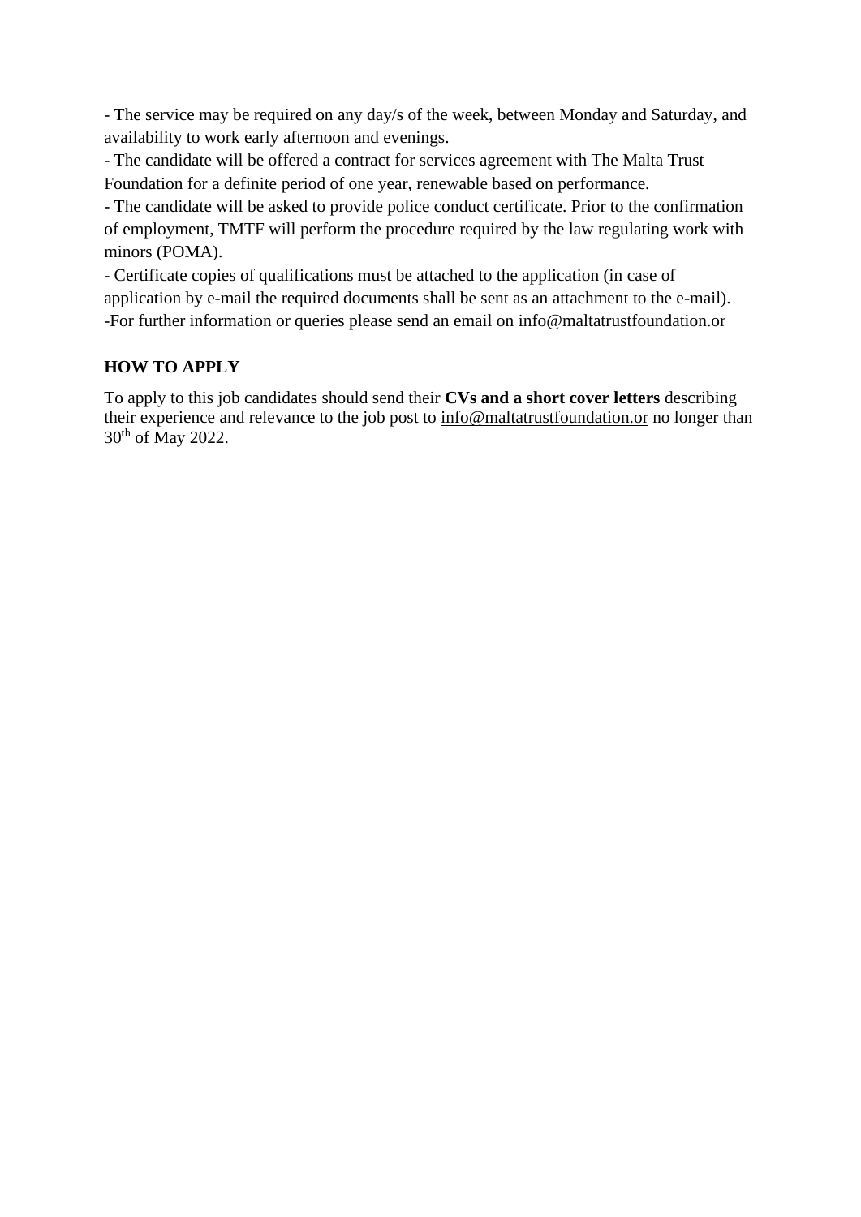- The service may be required on any day/s of the week, between Monday and Saturday, and availability to work early afternoon and evenings.
- The candidate will be offered a contract for services agreement with The Malta Trust Foundation for a definite period of one year, renewable based on performance.
- The candidate will be asked to provide police conduct certificate. Prior to the confirmation of employment, TMTF will perform the procedure required by the law regulating work with minors (POMA).
- Certificate copies of qualifications must be attached to the application (in case of application by e-mail the required documents shall be sent as an attachment to the e-mail).
-For further information or queries please send an email on info@maltatrustfoundation.or

## HOW TO APPLY

To apply to this job candidates should send their **CVs and a short cover letters** describing their experience and relevance to the job post to info@maltatrustfoundation.or no longer than 30th of May 2022.